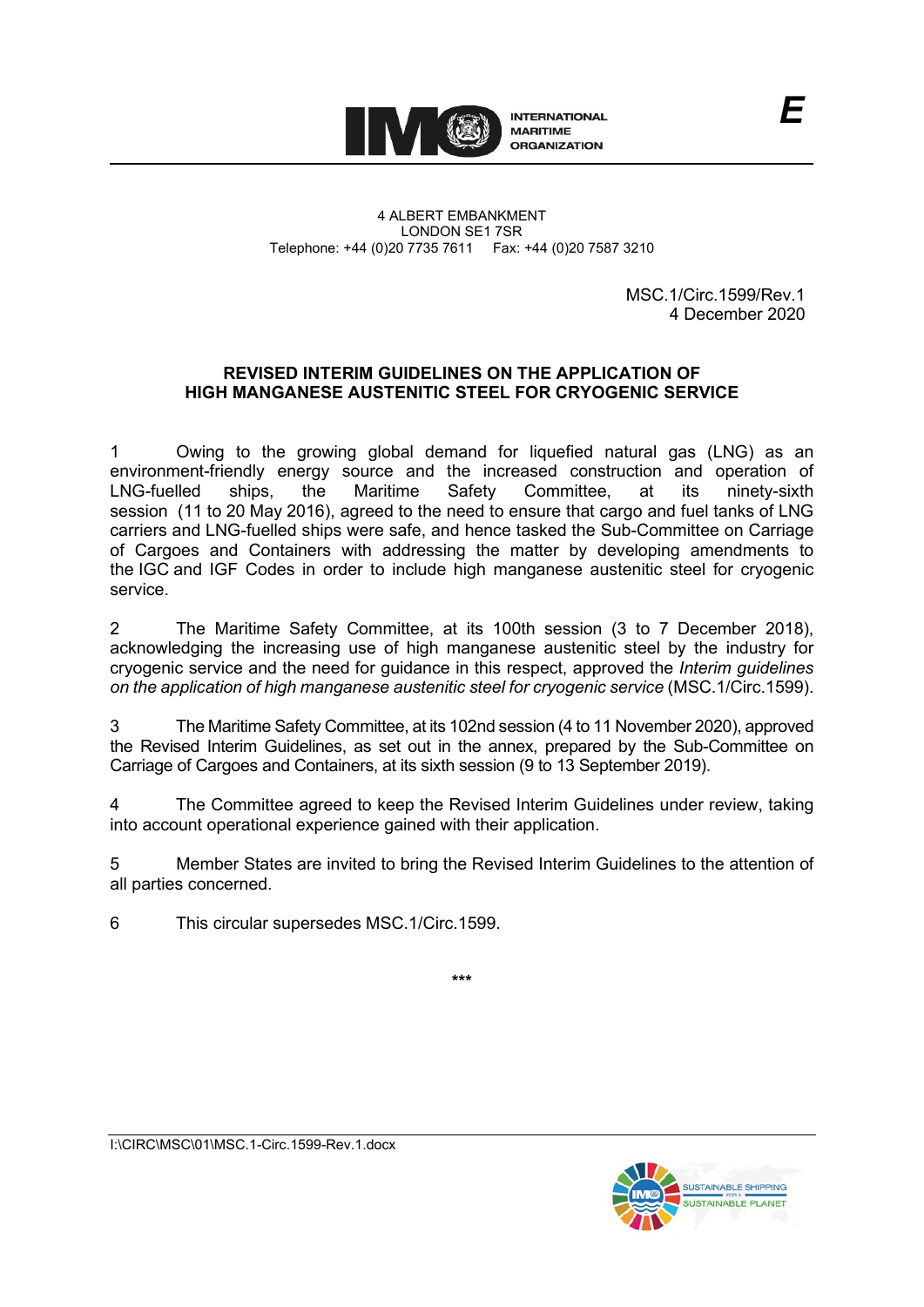INTERNATIONAL MARITIME ORGANIZATION

E

4 ALBERT EMBANKMENT
LONDON SE1 7SR
Telephone: +44 (0)20 7735 7611 Fax: +44 (0)20 7587 3210

MSC.1/Circ.1599/Rev.1
4 December 2020

# REVISED INTERIM GUIDELINES ON THE APPLICATION OF HIGH MANGANESE AUSTENITIC STEEL FOR CRYOGENIC SERVICE

1 Owing to the growing global demand for liquefied natural gas (LNG) as an environment-friendly energy source and the increased construction and operation of LNG-fuelled ships, the Maritime Safety Committee, at its ninety-sixth session (11 to 20 May 2016), agreed to the need to ensure that cargo and fuel tanks of LNG carriers and LNG-fuelled ships were safe, and hence tasked the Sub-Committee on Carriage of Cargoes and Containers with addressing the matter by developing amendments to the IGC and IGF Codes in order to include high manganese austenitic steel for cryogenic service.

2 The Maritime Safety Committee, at its 100th session (3 to 7 December 2018), acknowledging the increasing use of high manganese austenitic steel by the industry for cryogenic service and the need for guidance in this respect, approved the *Interim guidelines on the application of high manganese austenitic steel for cryogenic service* (MSC.1/Circ.1599).

3 The Maritime Safety Committee, at its 102nd session (4 to 11 November 2020), approved the Revised Interim Guidelines, as set out in the annex, prepared by the Sub-Committee on Carriage of Cargoes and Containers, at its sixth session (9 to 13 September 2019).

4 The Committee agreed to keep the Revised Interim Guidelines under review, taking into account operational experience gained with their application.

5 Member States are invited to bring the Revised Interim Guidelines to the attention of all parties concerned.

6 This circular supersedes MSC.1/Circ.1599.

***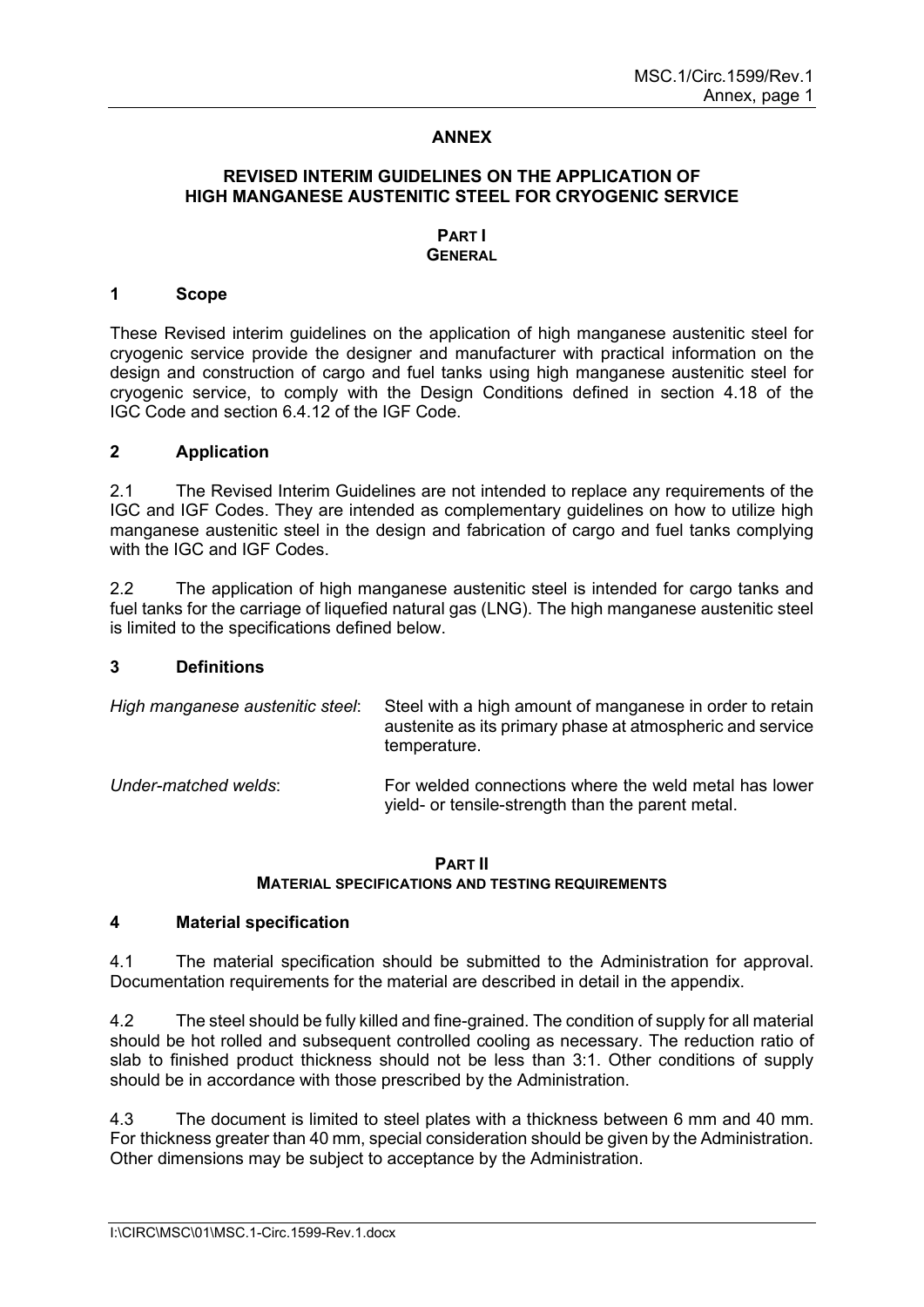# ANNEX

## REVISED INTERIM GUIDELINES ON THE APPLICATION OF HIGH MANGANESE AUSTENITIC STEEL FOR CRYOGENIC SERVICE

## PART I GENERAL

### 1 Scope

These Revised interim guidelines on the application of high manganese austenitic steel for cryogenic service provide the designer and manufacturer with practical information on the design and construction of cargo and fuel tanks using high manganese austenitic steel for cryogenic service, to comply with the Design Conditions defined in section 4.18 of the IGC Code and section 6.4.12 of the IGF Code.

### 2 Application

2.1 The Revised Interim Guidelines are not intended to replace any requirements of the IGC and IGF Codes. They are intended as complementary guidelines on how to utilize high manganese austenitic steel in the design and fabrication of cargo and fuel tanks complying with the IGC and IGF Codes.

2.2 The application of high manganese austenitic steel is intended for cargo tanks and fuel tanks for the carriage of liquefied natural gas (LNG). The high manganese austenitic steel is limited to the specifications defined below.

### 3 Definitions

*High manganese austenitic steel*: Steel with a high amount of manganese in order to retain austenite as its primary phase at atmospheric and service temperature.

*Under-matched welds*: For welded connections where the weld metal has lower yield- or tensile-strength than the parent metal.

## PART II MATERIAL SPECIFICATIONS AND TESTING REQUIREMENTS

### 4 Material specification

4.1 The material specification should be submitted to the Administration for approval. Documentation requirements for the material are described in detail in the appendix.

4.2 The steel should be fully killed and fine-grained. The condition of supply for all material should be hot rolled and subsequent controlled cooling as necessary. The reduction ratio of slab to finished product thickness should not be less than 3:1. Other conditions of supply should be in accordance with those prescribed by the Administration.

4.3 The document is limited to steel plates with a thickness between 6 mm and 40 mm. For thickness greater than 40 mm, special consideration should be given by the Administration. Other dimensions may be subject to acceptance by the Administration.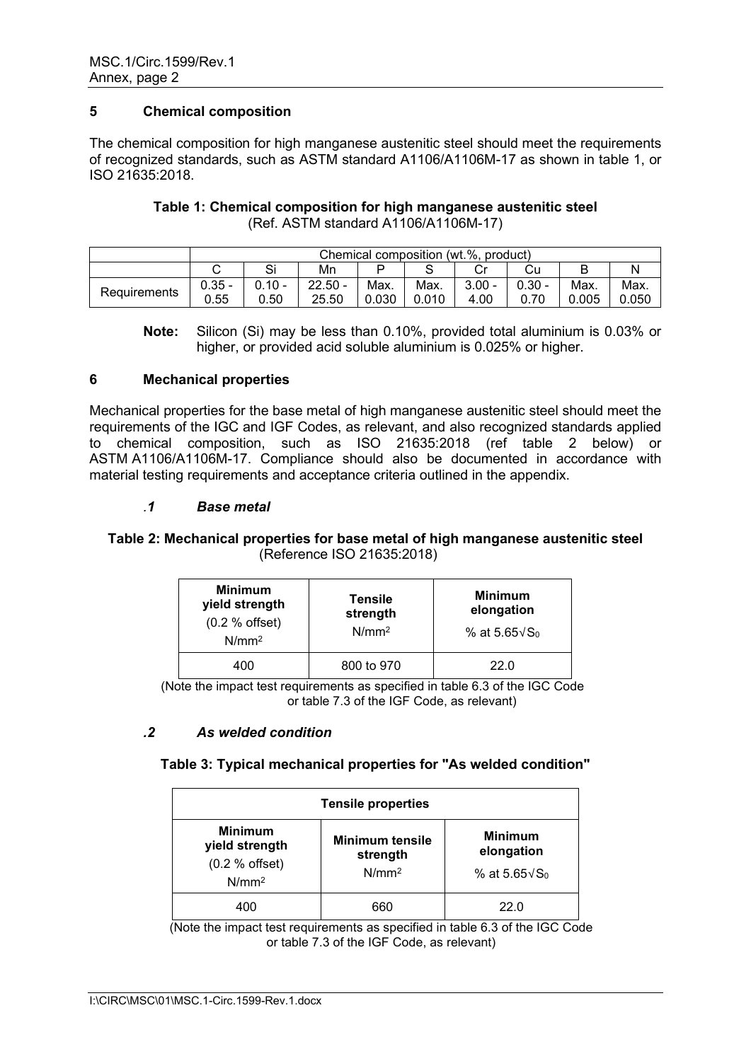## 5 Chemical composition

The chemical composition for high manganese austenitic steel should meet the requirements of recognized standards, such as ASTM standard A1106/A1106M-17 as shown in table 1, or ISO 21635:2018.

**Table 1: Chemical composition for high manganese austenitic steel**
(Ref. ASTM standard A1106/A1106M-17)

| | Chemical composition (wt.%, product) | | | | | | | | |
|---|---|---|---|---|---|---|---|---|---|
| | C | Si | Mn | P | S | Cr | Cu | B | N |
| Requirements | 0.35 - 0.55 | 0.10 - 0.50 | 22.50 - 25.50 | Max. 0.030 | Max. 0.010 | 3.00 - 4.00 | 0.30 - 0.70 | Max. 0.005 | Max. 0.050 |

**Note:** Silicon (Si) may be less than 0.10%, provided total aluminium is 0.03% or higher, or provided acid soluble aluminium is 0.025% or higher.

## 6 Mechanical properties

Mechanical properties for the base metal of high manganese austenitic steel should meet the requirements of the IGC and IGF Codes, as relevant, and also recognized standards applied to chemical composition, such as ISO 21635:2018 (ref table 2 below) or ASTM A1106/A1106M-17. Compliance should also be documented in accordance with material testing requirements and acceptance criteria outlined in the appendix.

### *.1 Base metal*

**Table 2: Mechanical properties for base metal of high manganese austenitic steel**
(Reference ISO 21635:2018)

| **Minimum yield strength** (0.2 % offset) $N/mm^2$ | **Tensile strength** $N/mm^2$ | **Minimum elongation** % at $5.65\sqrt{S_0}$ |
|---|---|---|
| 400 | 800 to 970 | 22.0 |

(Note the impact test requirements as specified in table 6.3 of the IGC Code or table 7.3 of the IGF Code, as relevant)

### *.2 As welded condition*

**Table 3: Typical mechanical properties for "As welded condition"**

| **Tensile properties** | | |
|---|---|---|
| **Minimum yield strength** (0.2 % offset) $N/mm^2$ | **Minimum tensile strength** $N/mm^2$ | **Minimum elongation** % at $5.65\sqrt{S_0}$ |
| 400 | 660 | 22.0 |

(Note the impact test requirements as specified in table 6.3 of the IGC Code or table 7.3 of the IGF Code, as relevant)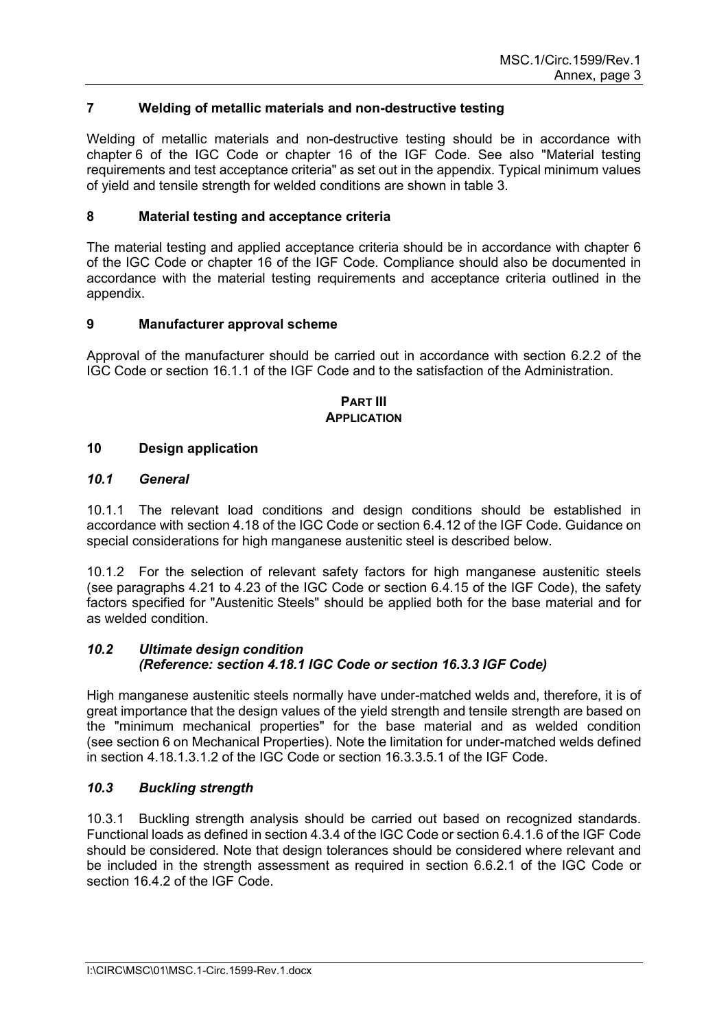## 7 Welding of metallic materials and non-destructive testing

Welding of metallic materials and non-destructive testing should be in accordance with chapter 6 of the IGC Code or chapter 16 of the IGF Code. See also "Material testing requirements and test acceptance criteria" as set out in the appendix. Typical minimum values of yield and tensile strength for welded conditions are shown in table 3.

## 8 Material testing and acceptance criteria

The material testing and applied acceptance criteria should be in accordance with chapter 6 of the IGC Code or chapter 16 of the IGF Code. Compliance should also be documented in accordance with the material testing requirements and acceptance criteria outlined in the appendix.

## 9 Manufacturer approval scheme

Approval of the manufacturer should be carried out in accordance with section 6.2.2 of the IGC Code or section 16.1.1 of the IGF Code and to the satisfaction of the Administration.

# PART III
# APPLICATION

## 10 Design application

### *10.1 General*

10.1.1 The relevant load conditions and design conditions should be established in accordance with section 4.18 of the IGC Code or section 6.4.12 of the IGF Code. Guidance on special considerations for high manganese austenitic steel is described below.

10.1.2 For the selection of relevant safety factors for high manganese austenitic steels (see paragraphs 4.21 to 4.23 of the IGC Code or section 6.4.15 of the IGF Code), the safety factors specified for "Austenitic Steels" should be applied both for the base material and for as welded condition.

### *10.2 Ultimate design condition (Reference: section 4.18.1 IGC Code or section 16.3.3 IGF Code)*

High manganese austenitic steels normally have under-matched welds and, therefore, it is of great importance that the design values of the yield strength and tensile strength are based on the "minimum mechanical properties" for the base material and as welded condition (see section 6 on Mechanical Properties). Note the limitation for under-matched welds defined in section 4.18.1.3.1.2 of the IGC Code or section 16.3.3.5.1 of the IGF Code.

### *10.3 Buckling strength*

10.3.1 Buckling strength analysis should be carried out based on recognized standards. Functional loads as defined in section 4.3.4 of the IGC Code or section 6.4.1.6 of the IGF Code should be considered. Note that design tolerances should be considered where relevant and be included in the strength assessment as required in section 6.6.2.1 of the IGC Code or section 16.4.2 of the IGF Code.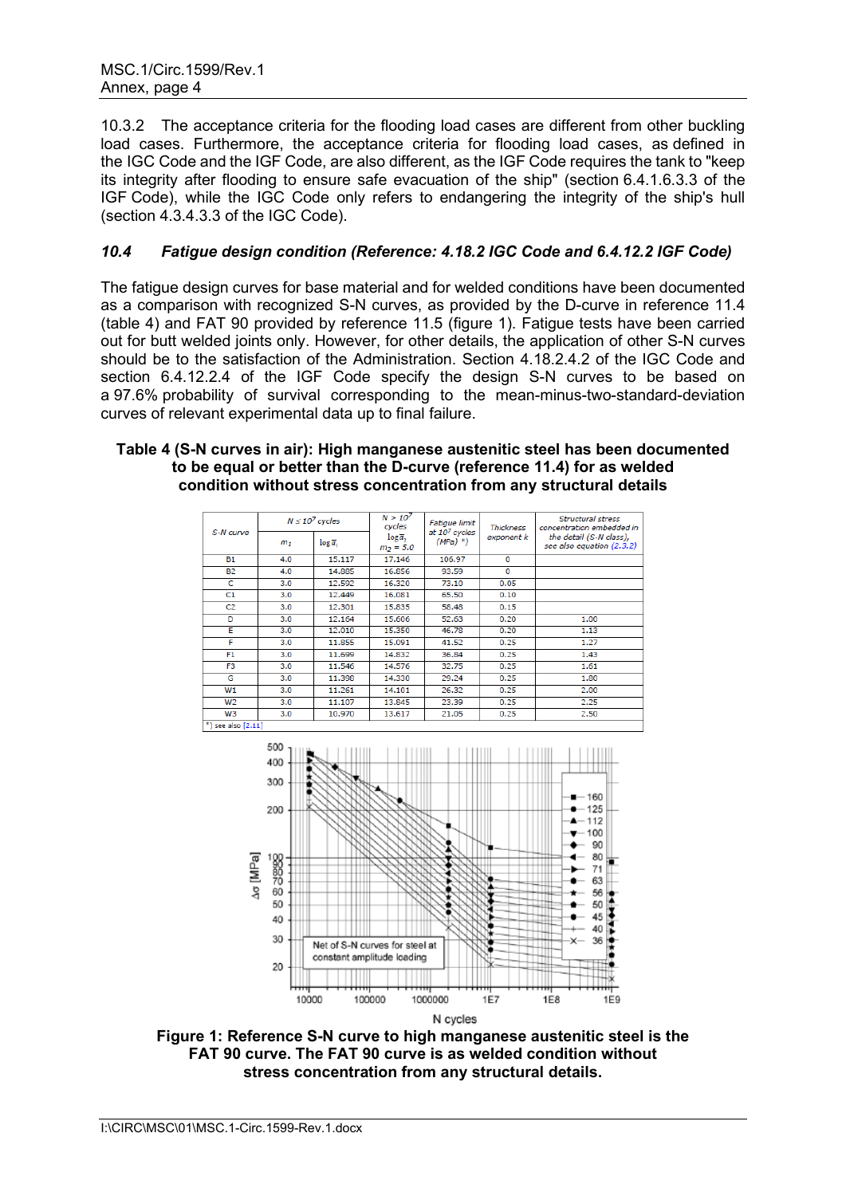10.3.2 The acceptance criteria for the flooding load cases are different from other buckling load cases. Furthermore, the acceptance criteria for flooding load cases, as defined in the IGC Code and the IGF Code, are also different, as the IGF Code requires the tank to "keep its integrity after flooding to ensure safe evacuation of the ship" (section 6.4.1.6.3.3 of the IGF Code), while the IGC Code only refers to endangering the integrity of the ship's hull (section 4.3.4.3.3 of the IGC Code).

### *10.4 Fatigue design condition (Reference: 4.18.2 IGC Code and 6.4.12.2 IGF Code)*

The fatigue design curves for base material and for welded conditions have been documented as a comparison with recognized S-N curves, as provided by the D-curve in reference 11.4 (table 4) and FAT 90 provided by reference 11.5 (figure 1). Fatigue tests have been carried out for butt welded joints only. However, for other details, the application of other S-N curves should be to the satisfaction of the Administration. Section 4.18.2.4.2 of the IGC Code and section 6.4.12.2.4 of the IGF Code specify the design S-N curves to be based on a 97.6% probability of survival corresponding to the mean-minus-two-standard-deviation curves of relevant experimental data up to final failure.

**Table 4 (S-N curves in air): High manganese austenitic steel has been documented to be equal or better than the D-curve (reference 11.4) for as welded condition without stress concentration from any structural details**

| S-N curve | $N \le 10^7$ cycles | | $N > 10^7$ cycles | Fatigue limit at $10^7$ cycles (MPa) *) | Thickness exponent k | Structural stress concentration embedded in the detail (S-N class), see also equation (2.3.2) |
|---|---|---|---|---|---|---|
| | $m_1$ | $\log \bar{a}_1$ | $\log \bar{a}_2$ $m_2 = 5.0$ | | | |
| B1 | 4.0 | 15.117 | 17.146 | 106.97 | 0 | |
| B2 | 4.0 | 14.885 | 16.856 | 93.59 | 0 | |
| C | 3.0 | 12.592 | 16.320 | 73.10 | 0.05 | |
| C1 | 3.0 | 12.449 | 16.081 | 65.50 | 0.10 | |
| C2 | 3.0 | 12.301 | 15.835 | 58.48 | 0.15 | |
| D | 3.0 | 12.164 | 15.606 | 52.63 | 0.20 | 1.00 |
| E | 3.0 | 12.010 | 15.350 | 46.78 | 0.20 | 1.13 |
| F | 3.0 | 11.855 | 15.091 | 41.52 | 0.25 | 1.27 |
| F1 | 3.0 | 11.699 | 14.832 | 36.84 | 0.25 | 1.43 |
| F3 | 3.0 | 11.546 | 14.576 | 32.75 | 0.25 | 1.61 |
| G | 3.0 | 11.398 | 14.330 | 29.24 | 0.25 | 1.80 |
| W1 | 3.0 | 11.261 | 14.101 | 26.32 | 0.25 | 2.00 |
| W2 | 3.0 | 11.107 | 13.845 | 23.39 | 0.25 | 2.25 |
| W3 | 3.0 | 10.970 | 13.617 | 21.05 | 0.25 | 2.50 |

*) see also [2.11]

**Figure 1: Reference S-N curve to high manganese austenitic steel is the FAT 90 curve. The FAT 90 curve is as welded condition without stress concentration from any structural details.**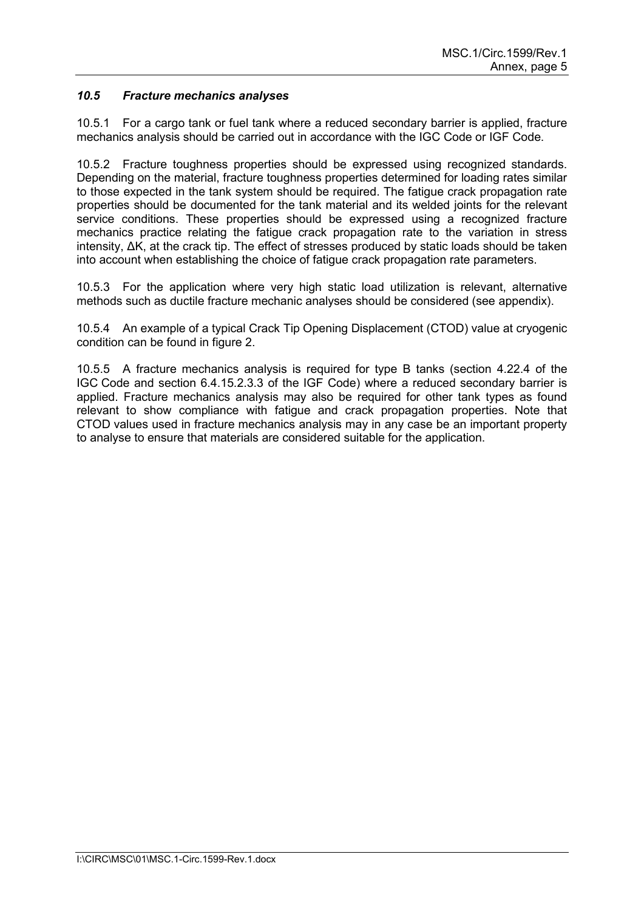### *10.5 Fracture mechanics analyses*

10.5.1 For a cargo tank or fuel tank where a reduced secondary barrier is applied, fracture mechanics analysis should be carried out in accordance with the IGC Code or IGF Code.

10.5.2 Fracture toughness properties should be expressed using recognized standards. Depending on the material, fracture toughness properties determined for loading rates similar to those expected in the tank system should be required. The fatigue crack propagation rate properties should be documented for the tank material and its welded joints for the relevant service conditions. These properties should be expressed using a recognized fracture mechanics practice relating the fatigue crack propagation rate to the variation in stress intensity, $\Delta K$, at the crack tip. The effect of stresses produced by static loads should be taken into account when establishing the choice of fatigue crack propagation rate parameters.

10.5.3 For the application where very high static load utilization is relevant, alternative methods such as ductile fracture mechanic analyses should be considered (see appendix).

10.5.4 An example of a typical Crack Tip Opening Displacement (CTOD) value at cryogenic condition can be found in figure 2.

10.5.5 A fracture mechanics analysis is required for type B tanks (section 4.22.4 of the IGC Code and section 6.4.15.2.3.3 of the IGF Code) where a reduced secondary barrier is applied. Fracture mechanics analysis may also be required for other tank types as found relevant to show compliance with fatigue and crack propagation properties. Note that CTOD values used in fracture mechanics analysis may in any case be an important property to analyse to ensure that materials are considered suitable for the application.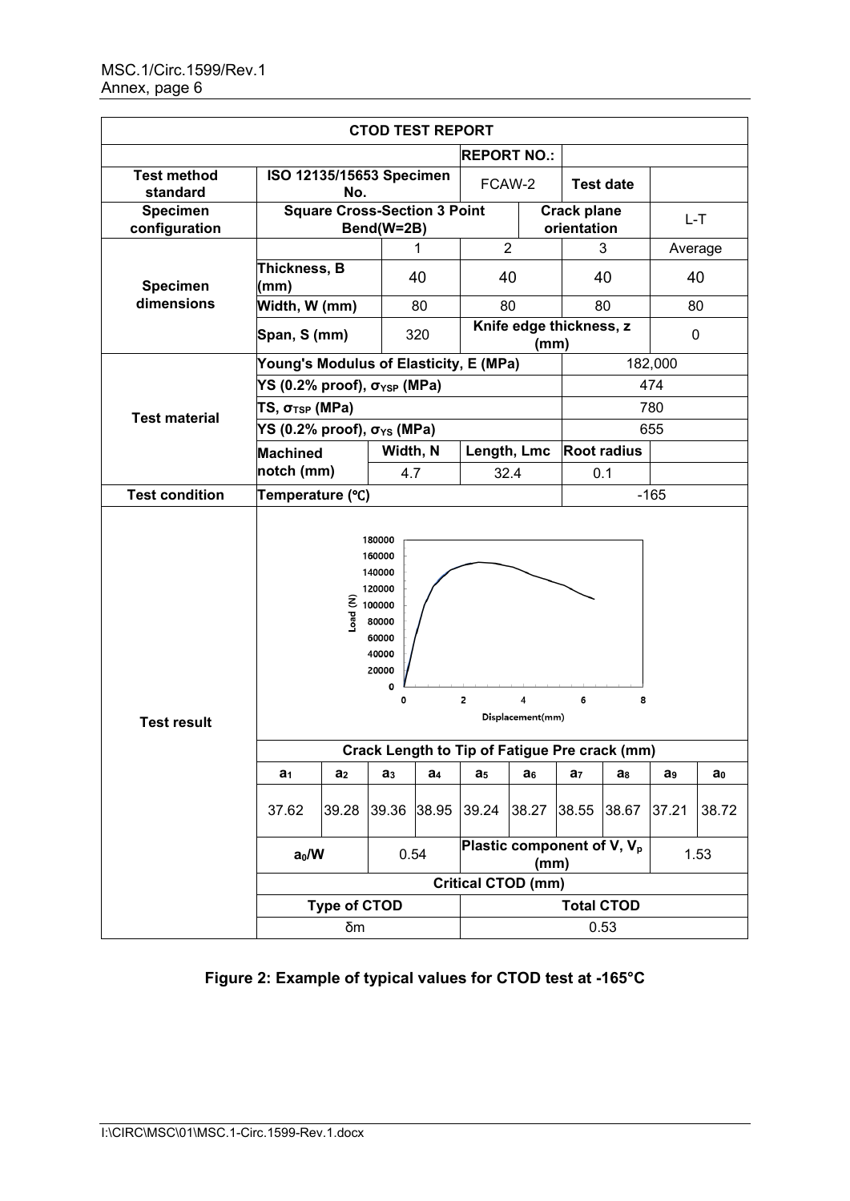| CTOD TEST REPORT | | | | | | | | | | |
|---|---|---|---|---|---|---|---|---|---|---|
| | | | | | REPORT NO.: | | | | | |
| Test method standard | ISO 12135/15653 Specimen No. | | | | FCAW-2 | | Test date | | | |
| Specimen configuration | Square Cross-Section 3 Point Bend(W=2B) | | | | | | Crack plane orientation | | L-T | |
| Specimen dimensions | | | 1 | | 2 | | 3 | | Average | |
| | Thickness, B (mm) | | 40 | | 40 | | 40 | | 40 | |
| | Width, W (mm) | | 80 | | 80 | | 80 | | 80 | |
| | Span, S (mm) | | 320 | | Knife edge thickness, z (mm) | | | | 0 | |
| Test material | Young's Modulus of Elasticity, E (MPa) | | | | | | 182,000 | | | |
| | YS (0.2% proof), $\sigma_{YSP}$ (MPa) | | | | | | 474 | | | |
| | TS, $\sigma_{TSP}$ (MPa) | | | | | | 780 | | | |
| | YS (0.2% proof), $\sigma_{YS}$ (MPa) | | | | | | 655 | | | |
| | Machined notch (mm) | | Width, N | | Length, Lmc | | Root radius | | | |
| | | | 4.7 | | 32.4 | | 0.1 | | | |
| Test condition | Temperature (℃) | | | | | | -165 | | | |
| Test result | Crack Length to Tip of Fatigue Pre crack (mm) | | | | | | | | | |
| | $a_1$ | $a_2$ | $a_3$ | $a_4$ | $a_5$ | $a_6$ | $a_7$ | $a_8$ | $a_9$ | $a_0$ |
| | 37.62 | 39.28 | 39.36 | 38.95 | 39.24 | 38.27 | 38.55 | 38.67 | 37.21 | 38.72 |
| | $a_0/W$ | | 0.54 | | Plastic component of V, $V_p$ (mm) | | | | 1.53 | |
| | Critical CTOD (mm) | | | | | | | | | |
| | Type of CTOD | | | | Total CTOD | | | | | |
| | δm | | | | 0.53 | | | | | |

**Figure 2: Example of typical values for CTOD test at -165°C**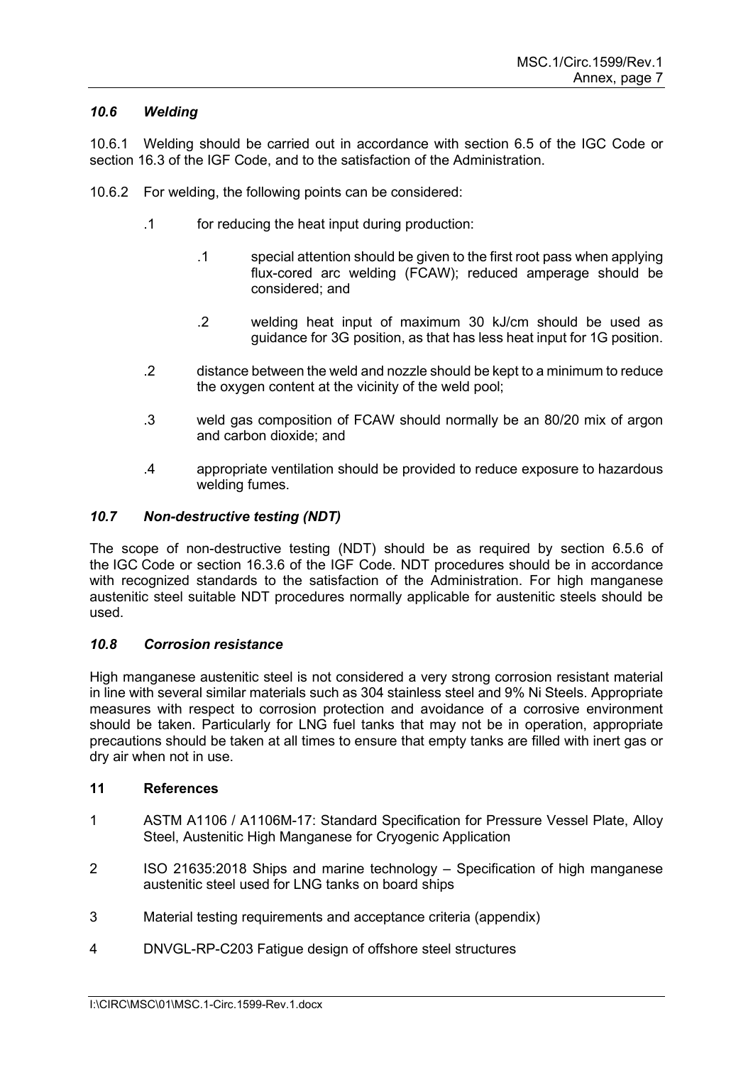### *10.6 Welding*

10.6.1 Welding should be carried out in accordance with section 6.5 of the IGC Code or section 16.3 of the IGF Code, and to the satisfaction of the Administration.

10.6.2 For welding, the following points can be considered:

- .1 for reducing the heat input during production:
  - .1 special attention should be given to the first root pass when applying flux-cored arc welding (FCAW); reduced amperage should be considered; and
  - .2 welding heat input of maximum 30 kJ/cm should be used as guidance for 3G position, as that has less heat input for 1G position.
- .2 distance between the weld and nozzle should be kept to a minimum to reduce the oxygen content at the vicinity of the weld pool;
- .3 weld gas composition of FCAW should normally be an 80/20 mix of argon and carbon dioxide; and
- .4 appropriate ventilation should be provided to reduce exposure to hazardous welding fumes.

### *10.7 Non-destructive testing (NDT)*

The scope of non-destructive testing (NDT) should be as required by section 6.5.6 of the IGC Code or section 16.3.6 of the IGF Code. NDT procedures should be in accordance with recognized standards to the satisfaction of the Administration. For high manganese austenitic steel suitable NDT procedures normally applicable for austenitic steels should be used.

### *10.8 Corrosion resistance*

High manganese austenitic steel is not considered a very strong corrosion resistant material in line with several similar materials such as 304 stainless steel and 9% Ni Steels. Appropriate measures with respect to corrosion protection and avoidance of a corrosive environment should be taken. Particularly for LNG fuel tanks that may not be in operation, appropriate precautions should be taken at all times to ensure that empty tanks are filled with inert gas or dry air when not in use.

## 11 References

1. ASTM A1106 / A1106M-17: Standard Specification for Pressure Vessel Plate, Alloy Steel, Austenitic High Manganese for Cryogenic Application
2. ISO 21635:2018 Ships and marine technology – Specification of high manganese austenitic steel used for LNG tanks on board ships
3. Material testing requirements and acceptance criteria (appendix)
4. DNVGL-RP-C203 Fatigue design of offshore steel structures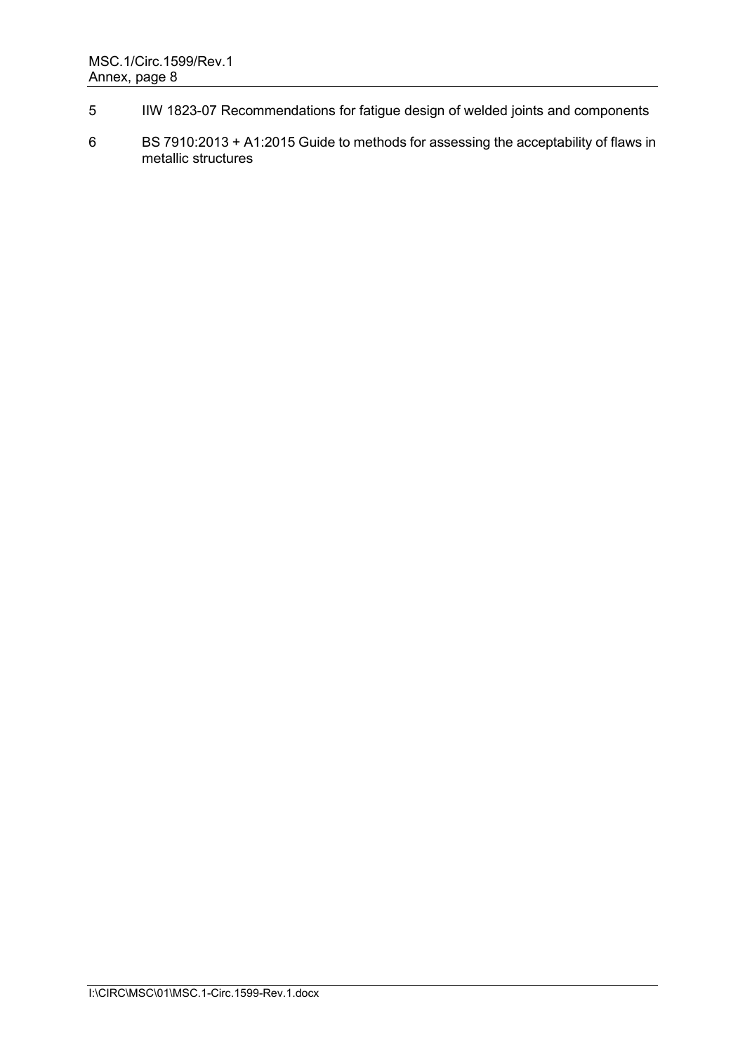5 IIW 1823-07 Recommendations for fatigue design of welded joints and components

6 BS 7910:2013 + A1:2015 Guide to methods for assessing the acceptability of flaws in metallic structures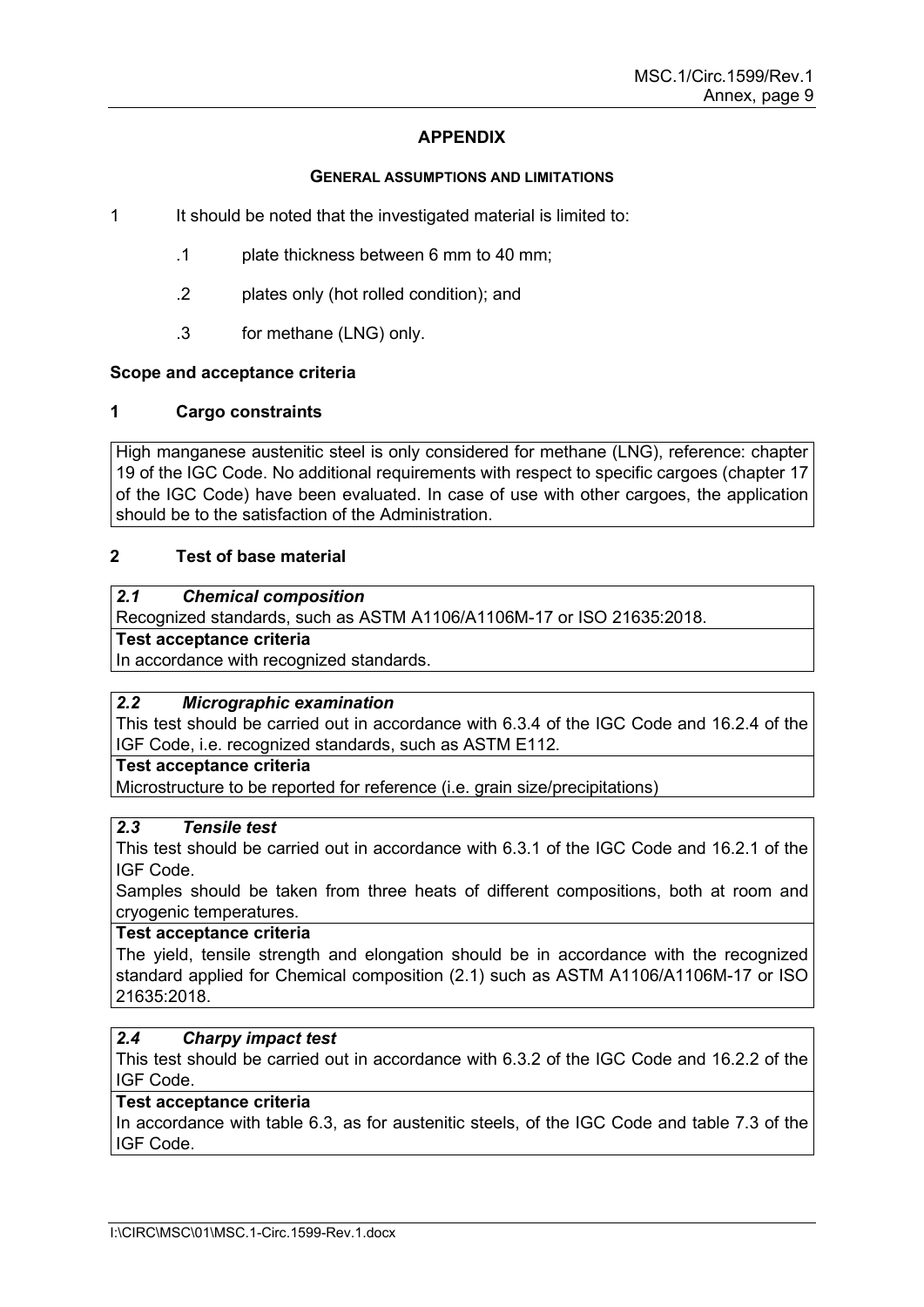## APPENDIX

### GENERAL ASSUMPTIONS AND LIMITATIONS

1 It should be noted that the investigated material is limited to:

  .1 plate thickness between 6 mm to 40 mm;

  .2 plates only (hot rolled condition); and

  .3 for methane (LNG) only.

**Scope and acceptance criteria**

**1 Cargo constraints**

High manganese austenitic steel is only considered for methane (LNG), reference: chapter 19 of the IGC Code. No additional requirements with respect to specific cargoes (chapter 17 of the IGC Code) have been evaluated. In case of use with other cargoes, the application should be to the satisfaction of the Administration.

**2 Test of base material**

***2.1 Chemical composition***

Recognized standards, such as ASTM A1106/A1106M-17 or ISO 21635:2018.

**Test acceptance criteria**

In accordance with recognized standards.

***2.2 Micrographic examination***

This test should be carried out in accordance with 6.3.4 of the IGC Code and 16.2.4 of the IGF Code, i.e. recognized standards, such as ASTM E112.

**Test acceptance criteria**

Microstructure to be reported for reference (i.e. grain size/precipitations)

***2.3 Tensile test***

This test should be carried out in accordance with 6.3.1 of the IGC Code and 16.2.1 of the IGF Code.

Samples should be taken from three heats of different compositions, both at room and cryogenic temperatures.

**Test acceptance criteria**

The yield, tensile strength and elongation should be in accordance with the recognized standard applied for Chemical composition (2.1) such as ASTM A1106/A1106M-17 or ISO 21635:2018.

***2.4 Charpy impact test***

This test should be carried out in accordance with 6.3.2 of the IGC Code and 16.2.2 of the IGF Code.

**Test acceptance criteria**

In accordance with table 6.3, as for austenitic steels, of the IGC Code and table 7.3 of the IGF Code.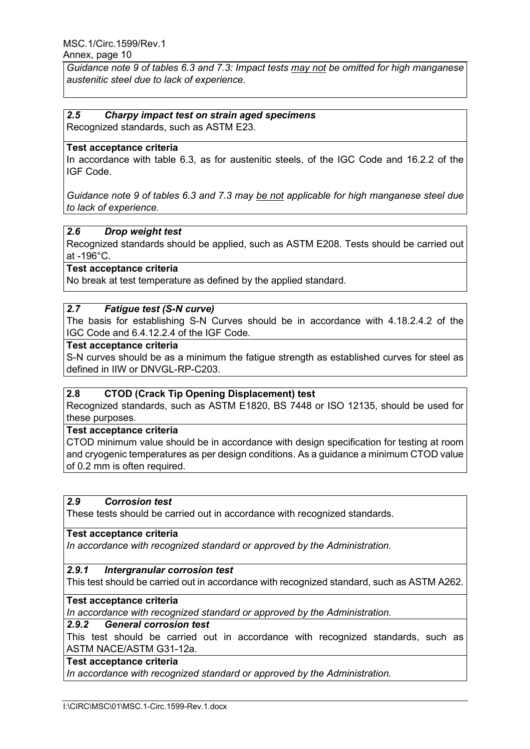*Guidance note 9 of tables 6.3 and 7.3: Impact tests may not be omitted for high manganese austenitic steel due to lack of experience.*

### *2.5 Charpy impact test on strain aged specimens*

Recognized standards, such as ASTM E23.

**Test acceptance criteria**

In accordance with table 6.3, as for austenitic steels, of the IGC Code and 16.2.2 of the IGF Code.

*Guidance note 9 of tables 6.3 and 7.3 may be not applicable for high manganese steel due to lack of experience.*

### *2.6 Drop weight test*

Recognized standards should be applied, such as ASTM E208. Tests should be carried out at -196°C.

**Test acceptance criteria**

No break at test temperature as defined by the applied standard.

### *2.7 Fatigue test (S-N curve)*

The basis for establishing S-N Curves should be in accordance with 4.18.2.4.2 of the IGC Code and 6.4.12.2.4 of the IGF Code.

**Test acceptance criteria**

S-N curves should be as a minimum the fatigue strength as established curves for steel as defined in IIW or DNVGL-RP-C203.

### **2.8 CTOD (Crack Tip Opening Displacement) test**

Recognized standards, such as ASTM E1820, BS 7448 or ISO 12135, should be used for these purposes.

**Test acceptance criteria**

CTOD minimum value should be in accordance with design specification for testing at room and cryogenic temperatures as per design conditions. As a guidance a minimum CTOD value of 0.2 mm is often required.

### *2.9 Corrosion test*

These tests should be carried out in accordance with recognized standards.

**Test acceptance criteria**

*In accordance with recognized standard or approved by the Administration.*

#### *2.9.1 Intergranular corrosion test*

This test should be carried out in accordance with recognized standard, such as ASTM A262.

**Test acceptance criteria**

*In accordance with recognized standard or approved by the Administration.*

#### *2.9.2 General corrosion test*

This test should be carried out in accordance with recognized standards, such as ASTM NACE/ASTM G31-12a.

**Test acceptance criteria**

*In accordance with recognized standard or approved by the Administration.*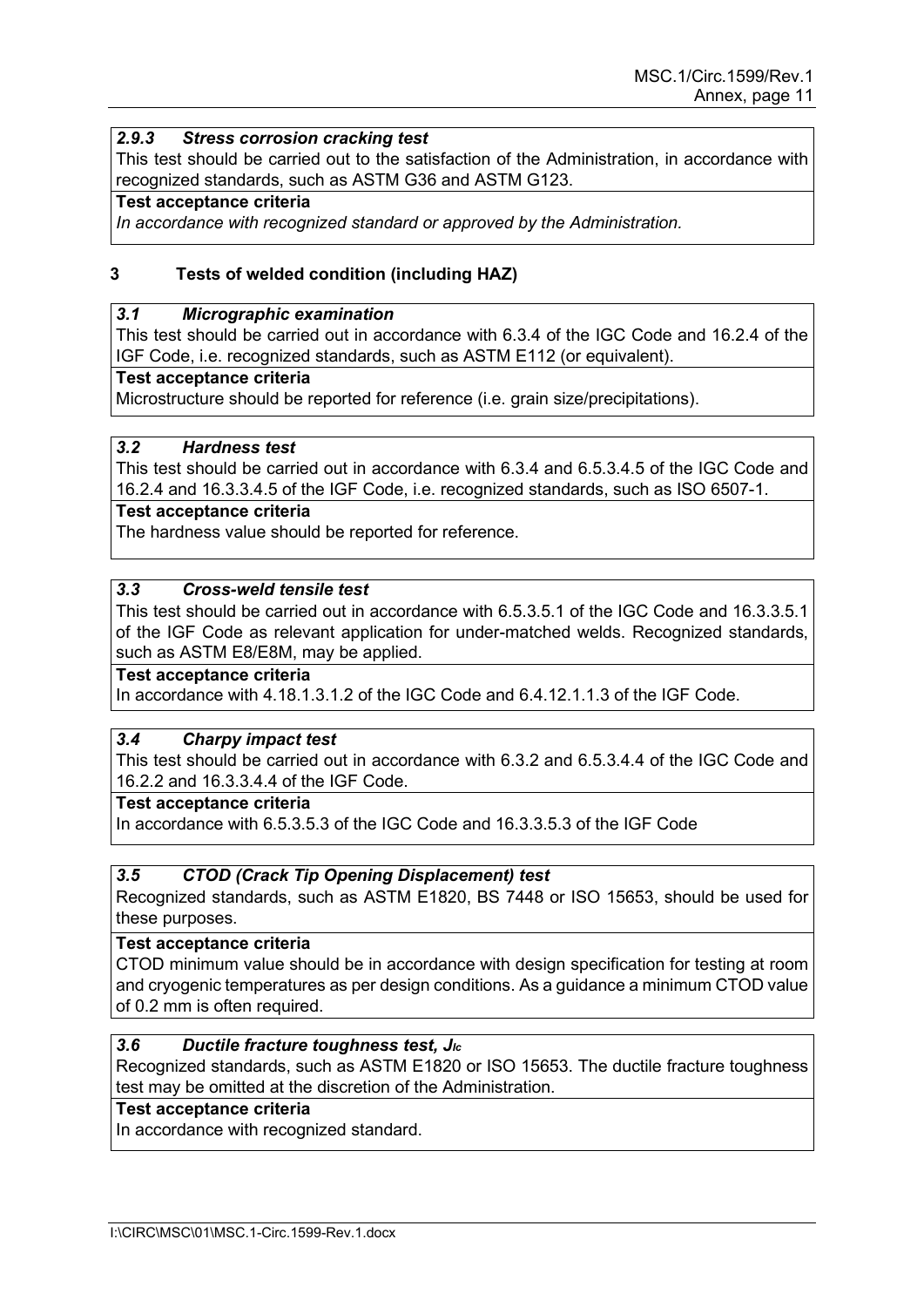### *2.9.3 Stress corrosion cracking test*

This test should be carried out to the satisfaction of the Administration, in accordance with recognized standards, such as ASTM G36 and ASTM G123.

**Test acceptance criteria**

*In accordance with recognized standard or approved by the Administration.*

## 3 Tests of welded condition (including HAZ)

### *3.1 Micrographic examination*

This test should be carried out in accordance with 6.3.4 of the IGC Code and 16.2.4 of the IGF Code, i.e. recognized standards, such as ASTM E112 (or equivalent).

**Test acceptance criteria**

Microstructure should be reported for reference (i.e. grain size/precipitations).

### *3.2 Hardness test*

This test should be carried out in accordance with 6.3.4 and 6.5.3.4.5 of the IGC Code and 16.2.4 and 16.3.3.4.5 of the IGF Code, i.e. recognized standards, such as ISO 6507-1.

**Test acceptance criteria**

The hardness value should be reported for reference.

### *3.3 Cross-weld tensile test*

This test should be carried out in accordance with 6.5.3.5.1 of the IGC Code and 16.3.3.5.1 of the IGF Code as relevant application for under-matched welds. Recognized standards, such as ASTM E8/E8M, may be applied.

**Test acceptance criteria**

In accordance with 4.18.1.3.1.2 of the IGC Code and 6.4.12.1.1.3 of the IGF Code.

### *3.4 Charpy impact test*

This test should be carried out in accordance with 6.3.2 and 6.5.3.4.4 of the IGC Code and 16.2.2 and 16.3.3.4.4 of the IGF Code.

**Test acceptance criteria**

In accordance with 6.5.3.5.3 of the IGC Code and 16.3.3.5.3 of the IGF Code

### *3.5 CTOD (Crack Tip Opening Displacement) test*

Recognized standards, such as ASTM E1820, BS 7448 or ISO 15653, should be used for these purposes.

**Test acceptance criteria**

CTOD minimum value should be in accordance with design specification for testing at room and cryogenic temperatures as per design conditions. As a guidance a minimum CTOD value of 0.2 mm is often required.

### *3.6 Ductile fracture toughness test, $J_{Ic}$*

Recognized standards, such as ASTM E1820 or ISO 15653. The ductile fracture toughness test may be omitted at the discretion of the Administration.

**Test acceptance criteria**

In accordance with recognized standard.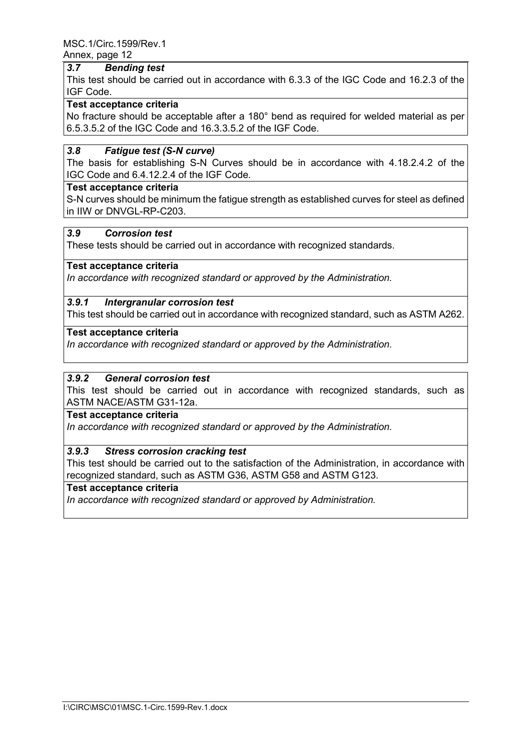### *3.7 Bending test*

This test should be carried out in accordance with 6.3.3 of the IGC Code and 16.2.3 of the IGF Code.

**Test acceptance criteria**

No fracture should be acceptable after a 180° bend as required for welded material as per 6.5.3.5.2 of the IGC Code and 16.3.3.5.2 of the IGF Code.

### *3.8 Fatigue test (S-N curve)*

The basis for establishing S-N Curves should be in accordance with 4.18.2.4.2 of the IGC Code and 6.4.12.2.4 of the IGF Code.

**Test acceptance criteria**

S-N curves should be minimum the fatigue strength as established curves for steel as defined in IIW or DNVGL-RP-C203.

### *3.9 Corrosion test*

These tests should be carried out in accordance with recognized standards.

**Test acceptance criteria**

*In accordance with recognized standard or approved by the Administration.*

### *3.9.1 Intergranular corrosion test*

This test should be carried out in accordance with recognized standard, such as ASTM A262.

**Test acceptance criteria**

*In accordance with recognized standard or approved by the Administration.*

### *3.9.2 General corrosion test*

This test should be carried out in accordance with recognized standards, such as ASTM NACE/ASTM G31-12a.

**Test acceptance criteria**

*In accordance with recognized standard or approved by the Administration.*

### *3.9.3 Stress corrosion cracking test*

This test should be carried out to the satisfaction of the Administration, in accordance with recognized standard, such as ASTM G36, ASTM G58 and ASTM G123.

**Test acceptance criteria**

*In accordance with recognized standard or approved by Administration.*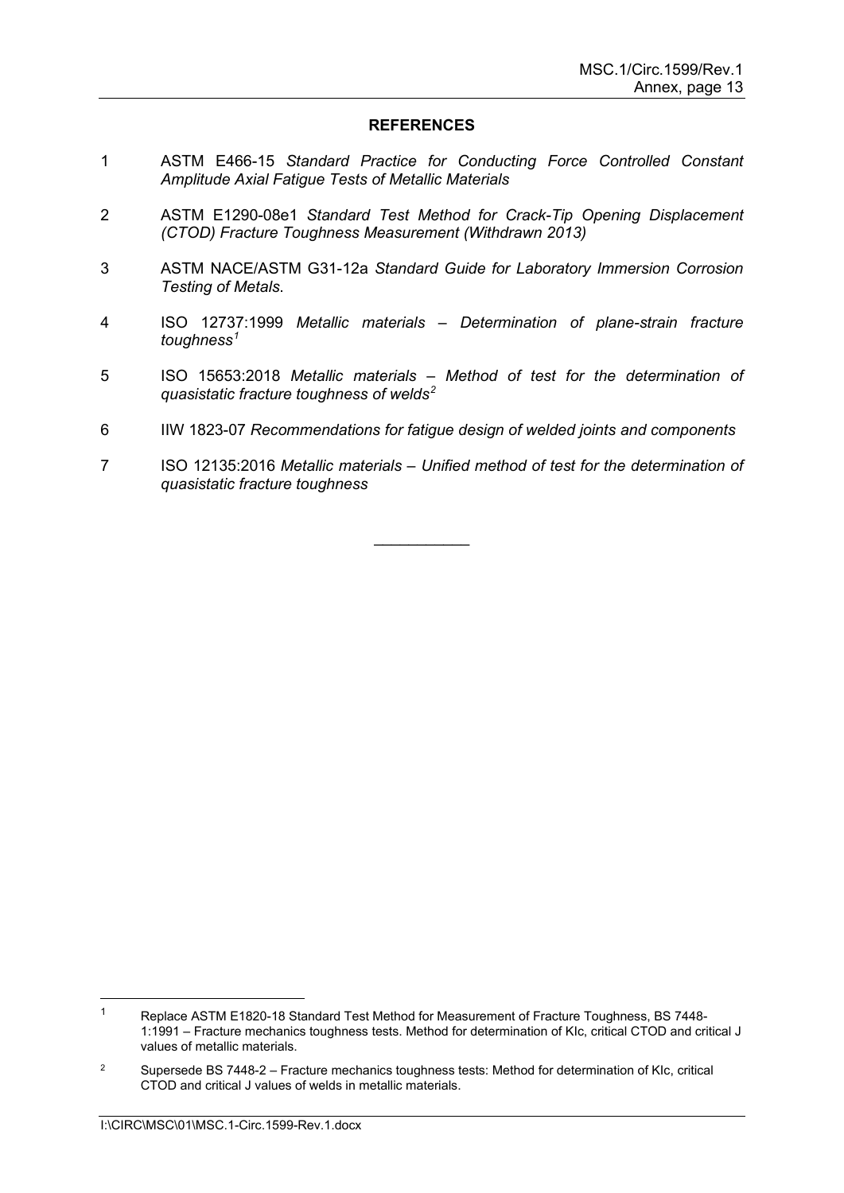## REFERENCES

1. ASTM E466-15 *Standard Practice for Conducting Force Controlled Constant Amplitude Axial Fatigue Tests of Metallic Materials*

2. ASTM E1290-08e1 *Standard Test Method for Crack-Tip Opening Displacement (CTOD) Fracture Toughness Measurement (Withdrawn 2013)*

3. ASTM NACE/ASTM G31-12a *Standard Guide for Laboratory Immersion Corrosion Testing of Metals*.

4. ISO 12737:1999 *Metallic materials – Determination of plane-strain fracture toughness*[1]

5. ISO 15653:2018 *Metallic materials – Method of test for the determination of quasistatic fracture toughness of welds*[2]

6. IIW 1823-07 *Recommendations for fatigue design of welded joints and components*

7. ISO 12135:2016 *Metallic materials – Unified method of test for the determination of quasistatic fracture toughness*

---

[1] Replace ASTM E1820-18 Standard Test Method for Measurement of Fracture Toughness, BS 7448-1:1991 – Fracture mechanics toughness tests. Method for determination of KIc, critical CTOD and critical J values of metallic materials.

[2] Supersede BS 7448-2 – Fracture mechanics toughness tests: Method for determination of KIc, critical CTOD and critical J values of welds in metallic materials.